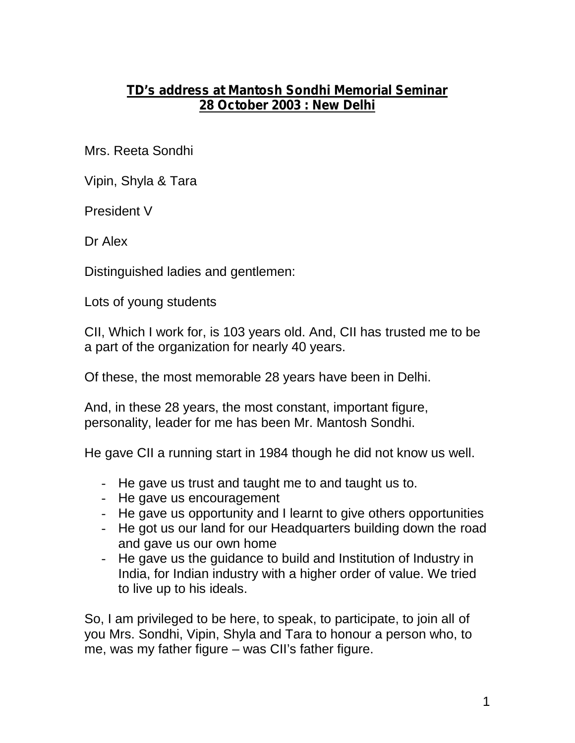**TD's address at Mantosh Sondhi Memorial Seminar**
**28 October 2003 : New Delhi**

Mrs. Reeta Sondhi

Vipin, Shyla & Tara

President V

Dr Alex

Distinguished ladies and gentlemen:

Lots of young students

CII, Which I work for, is 103 years old. And, CII has trusted me to be a part of the organization for nearly 40 years.

Of these, the most memorable 28 years have been in Delhi.

And, in these 28 years, the most constant, important figure, personality, leader for me has been Mr. Mantosh Sondhi.

He gave CII a running start in 1984 though he did not know us well.

- He gave us trust and taught me to and taught us to.
- He gave us encouragement
- He gave us opportunity and I learnt to give others opportunities
- He got us our land for our Headquarters building down the road and gave us our own home
- He gave us the guidance to build and Institution of Industry in India, for Indian industry with a higher order of value. We tried to live up to his ideals.

So, I am privileged to be here, to speak, to participate, to join all of you Mrs. Sondhi, Vipin, Shyla and Tara to honour a person who, to me, was my father figure – was CII's father figure.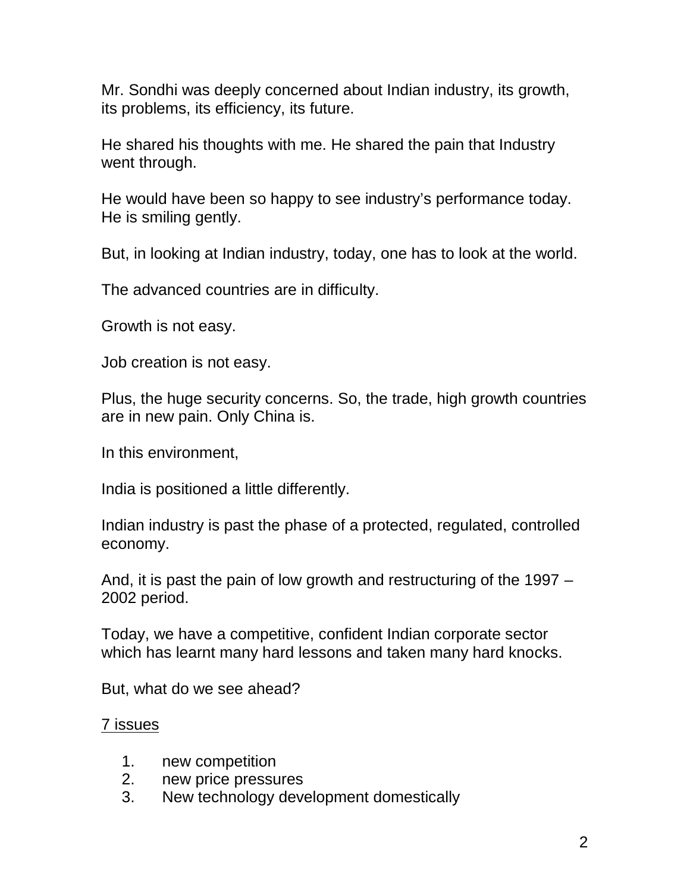Mr. Sondhi was deeply concerned about Indian industry, its growth, its problems, its efficiency, its future.

He shared his thoughts with me. He shared the pain that Industry went through.

He would have been so happy to see industry's performance today. He is smiling gently.

But, in looking at Indian industry, today, one has to look at the world.

The advanced countries are in difficulty.

Growth is not easy.

Job creation is not easy.

Plus, the huge security concerns. So, the trade, high growth countries are in new pain. Only China is.

In this environment,

India is positioned a little differently.

Indian industry is past the phase of a protected, regulated, controlled economy.

And, it is past the pain of low growth and restructuring of the 1997 – 2002 period.

Today, we have a competitive, confident Indian corporate sector which has learnt many hard lessons and taken many hard knocks.

But, what do we see ahead?

<u>7 issues</u>

1. new competition
2. new price pressures
3. New technology development domestically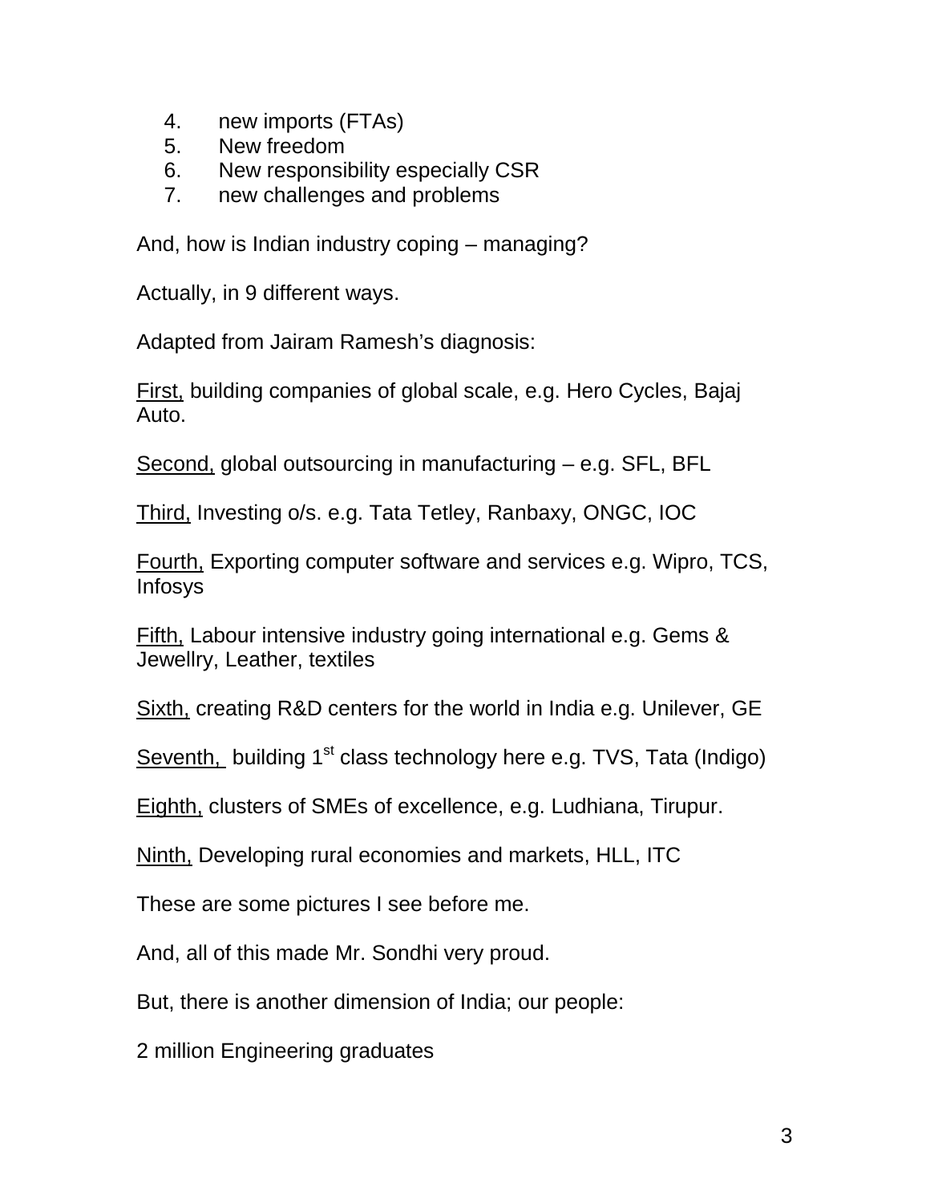4. new imports (FTAs)
5. New freedom
6. New responsibility especially CSR
7. new challenges and problems

And, how is Indian industry coping – managing?

Actually, in 9 different ways.

Adapted from Jairam Ramesh's diagnosis:

<u>First,</u> building companies of global scale, e.g. Hero Cycles, Bajaj Auto.

<u>Second,</u> global outsourcing in manufacturing – e.g. SFL, BFL

<u>Third,</u> Investing o/s. e.g. Tata Tetley, Ranbaxy, ONGC, IOC

<u>Fourth,</u> Exporting computer software and services e.g. Wipro, TCS, Infosys

<u>Fifth,</u> Labour intensive industry going international e.g. Gems & Jewellry, Leather, textiles

<u>Sixth,</u> creating R&D centers for the world in India e.g. Unilever, GE

<u>Seventh,</u> building 1st class technology here e.g. TVS, Tata (Indigo)

<u>Eighth,</u> clusters of SMEs of excellence, e.g. Ludhiana, Tirupur.

<u>Ninth,</u> Developing rural economies and markets, HLL, ITC

These are some pictures I see before me.

And, all of this made Mr. Sondhi very proud.

But, there is another dimension of India; our people:

2 million Engineering graduates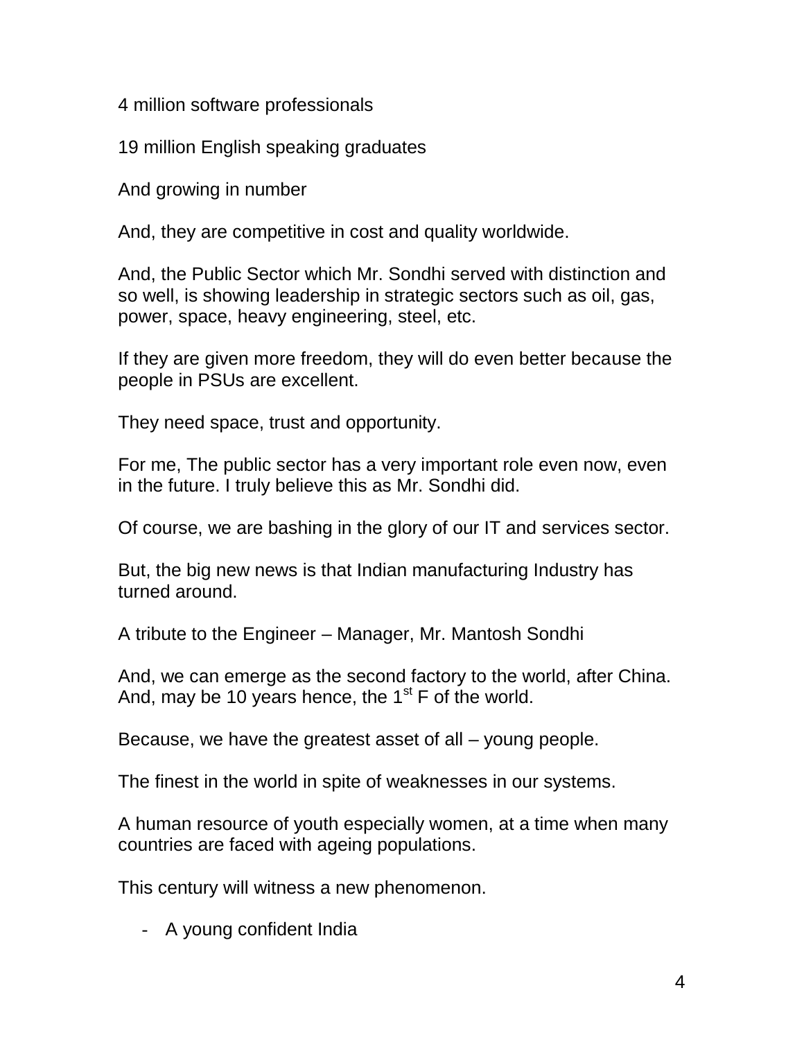4 million software professionals

19 million English speaking graduates

And growing in number

And, they are competitive in cost and quality worldwide.

And, the Public Sector which Mr. Sondhi served with distinction and so well, is showing leadership in strategic sectors such as oil, gas, power, space, heavy engineering, steel, etc.

If they are given more freedom, they will do even better because the people in PSUs are excellent.

They need space, trust and opportunity.

For me, The public sector has a very important role even now, even in the future. I truly believe this as Mr. Sondhi did.

Of course, we are bashing in the glory of our IT and services sector.

But, the big new news is that Indian manufacturing Industry has turned around.

A tribute to the Engineer – Manager, Mr. Mantosh Sondhi

And, we can emerge as the second factory to the world, after China. And, may be 10 years hence, the 1st F of the world.

Because, we have the greatest asset of all – young people.

The finest in the world in spite of weaknesses in our systems.

A human resource of youth especially women, at a time when many countries are faced with ageing populations.

This century will witness a new phenomenon.

- A young confident India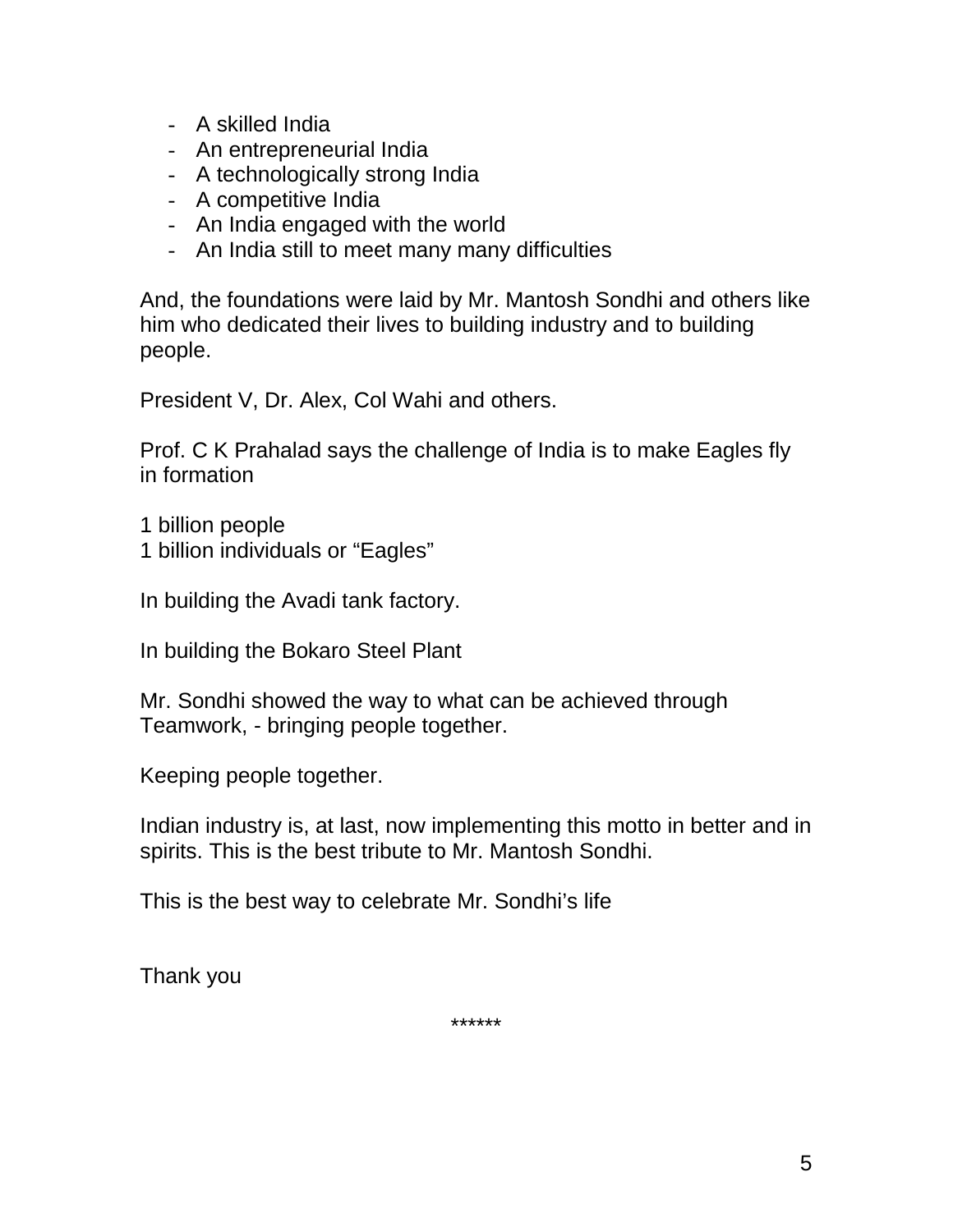- A skilled India
- An entrepreneurial India
- A technologically strong India
- A competitive India
- An India engaged with the world
- An India still to meet many many difficulties

And, the foundations were laid by Mr. Mantosh Sondhi and others like him who dedicated their lives to building industry and to building people.

President V, Dr. Alex, Col Wahi and others.

Prof. C K Prahalad says the challenge of India is to make Eagles fly in formation

1 billion people
1 billion individuals or "Eagles"

In building the Avadi tank factory.

In building the Bokaro Steel Plant

Mr. Sondhi showed the way to what can be achieved through Teamwork, - bringing people together.

Keeping people together.

Indian industry is, at last, now implementing this motto in better and in spirits. This is the best tribute to Mr. Mantosh Sondhi.

This is the best way to celebrate Mr. Sondhi's life

Thank you

******